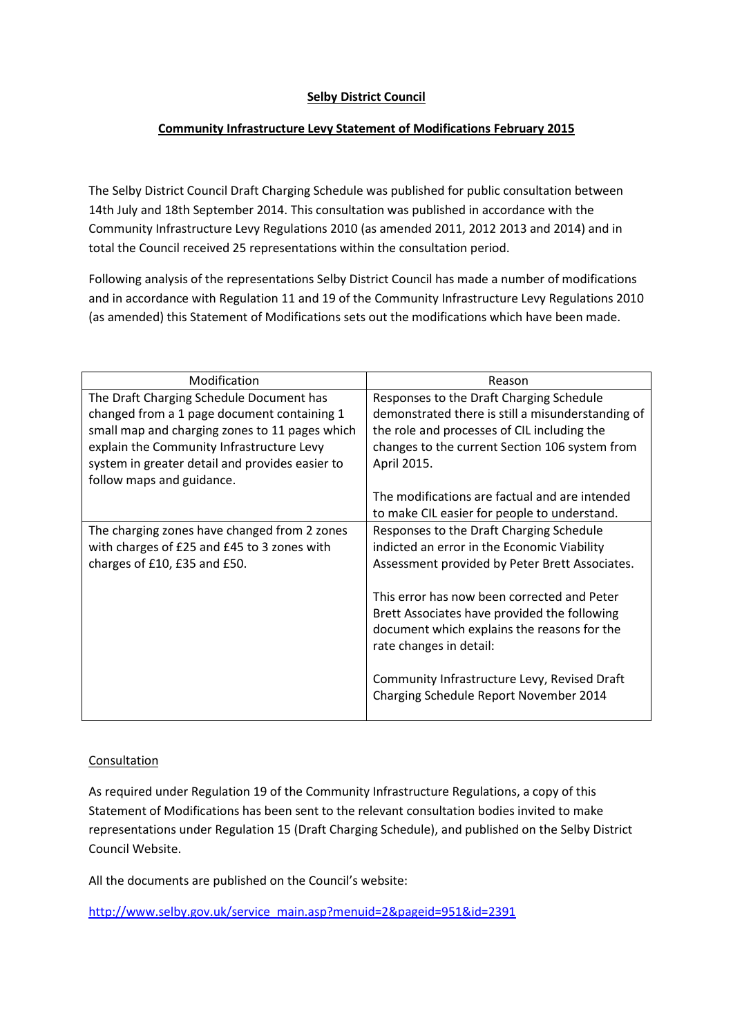**Selby District Council**

**Community Infrastructure Levy Statement of Modifications February 2015**

The Selby District Council Draft Charging Schedule was published for public consultation between 14th July and 18th September 2014. This consultation was published in accordance with the Community Infrastructure Levy Regulations 2010 (as amended 2011, 2012 2013 and 2014) and in total the Council received 25 representations within the consultation period.

Following analysis of the representations Selby District Council has made a number of modifications and in accordance with Regulation 11 and 19 of the Community Infrastructure Levy Regulations 2010 (as amended) this Statement of Modifications sets out the modifications which have been made.

| Modification | Reason |
|---|---|
| The Draft Charging Schedule Document has changed from a 1 page document containing 1 small map and charging zones to 11 pages which explain the Community Infrastructure Levy system in greater detail and provides easier to follow maps and guidance. | Responses to the Draft Charging Schedule demonstrated there is still a misunderstanding of the role and processes of CIL including the changes to the current Section 106 system from April 2015.<br><br>The modifications are factual and are intended to make CIL easier for people to understand. |
| The charging zones have changed from 2 zones with charges of £25 and £45 to 3 zones with charges of £10, £35 and £50. | Responses to the Draft Charging Schedule indicted an error in the Economic Viability Assessment provided by Peter Brett Associates.<br><br>This error has now been corrected and Peter Brett Associates have provided the following document which explains the reasons for the rate changes in detail:<br><br>Community Infrastructure Levy, Revised Draft Charging Schedule Report November 2014 |

Consultation

As required under Regulation 19 of the Community Infrastructure Regulations, a copy of this Statement of Modifications has been sent to the relevant consultation bodies invited to make representations under Regulation 15 (Draft Charging Schedule), and published on the Selby District Council Website.

All the documents are published on the Council's website:

http://www.selby.gov.uk/service_main.asp?menuid=2&pageid=951&id=2391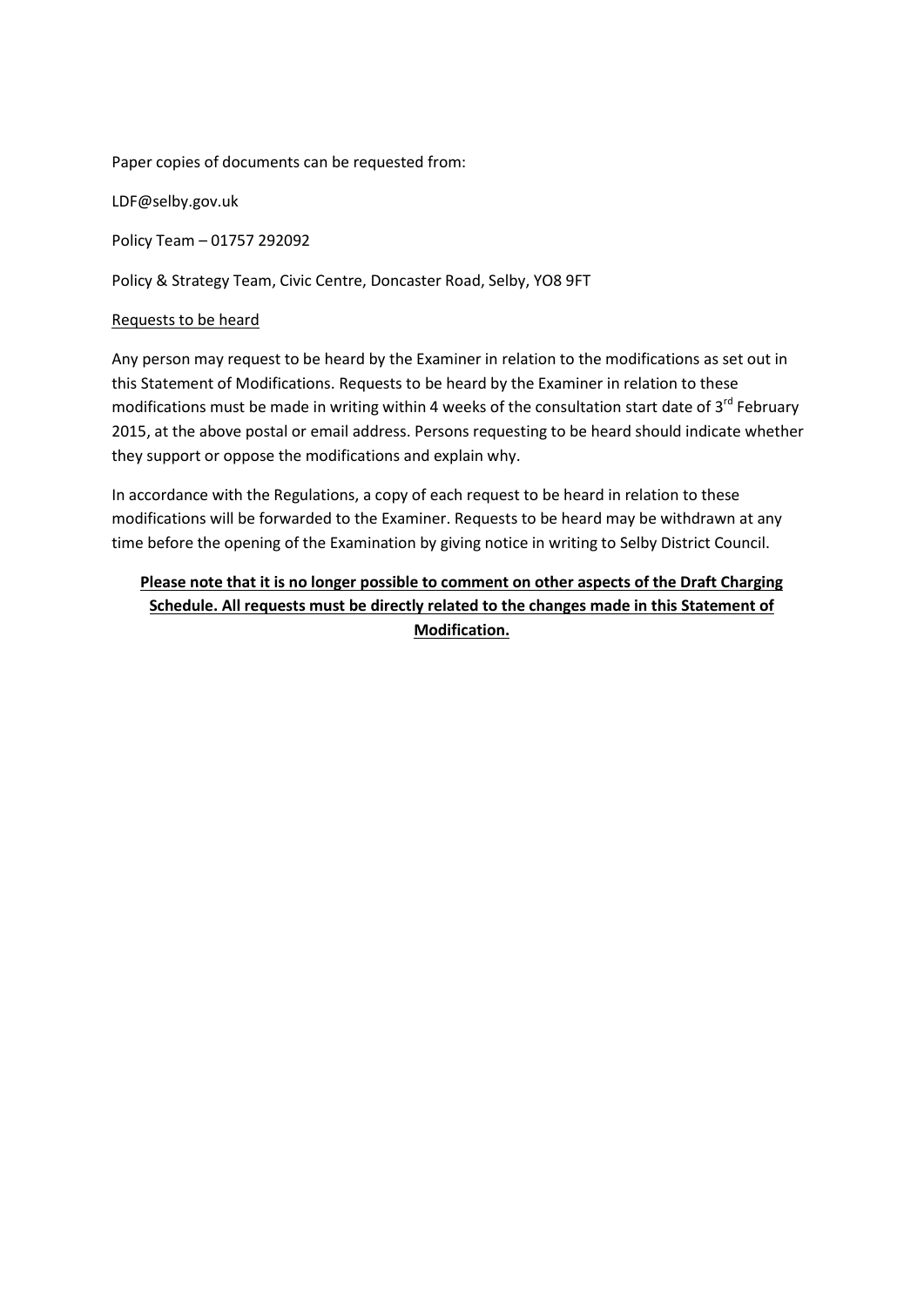Paper copies of documents can be requested from:

LDF@selby.gov.uk

Policy Team – 01757 292092

Policy & Strategy Team, Civic Centre, Doncaster Road, Selby, YO8 9FT

Requests to be heard

Any person may request to be heard by the Examiner in relation to the modifications as set out in this Statement of Modifications. Requests to be heard by the Examiner in relation to these modifications must be made in writing within 4 weeks of the consultation start date of 3rd February 2015, at the above postal or email address. Persons requesting to be heard should indicate whether they support or oppose the modifications and explain why.

In accordance with the Regulations, a copy of each request to be heard in relation to these modifications will be forwarded to the Examiner. Requests to be heard may be withdrawn at any time before the opening of the Examination by giving notice in writing to Selby District Council.

**Please note that it is no longer possible to comment on other aspects of the Draft Charging Schedule. All requests must be directly related to the changes made in this Statement of Modification.**